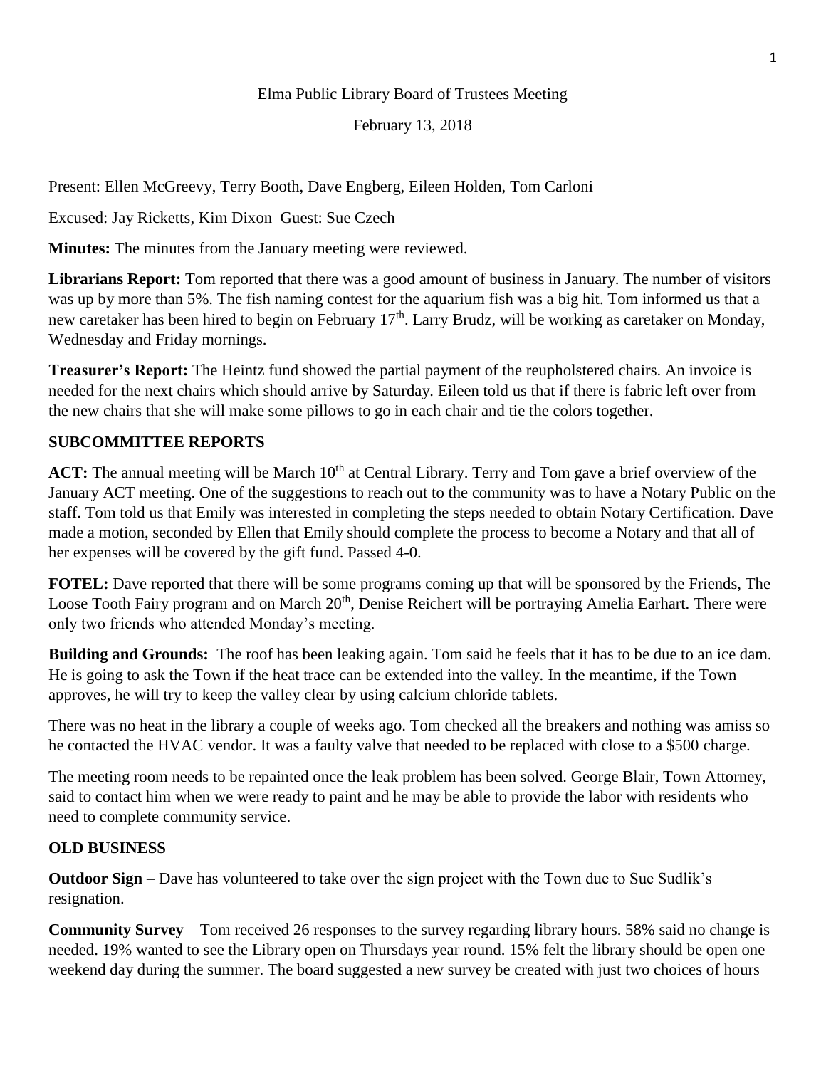Elma Public Library Board of Trustees Meeting

February 13, 2018

Present: Ellen McGreevy, Terry Booth, Dave Engberg, Eileen Holden, Tom Carloni

Excused: Jay Ricketts, Kim Dixon Guest: Sue Czech

**Minutes:** The minutes from the January meeting were reviewed.

**Librarians Report:** Tom reported that there was a good amount of business in January. The number of visitors was up by more than 5%. The fish naming contest for the aquarium fish was a big hit. Tom informed us that a new caretaker has been hired to begin on February 17th. Larry Brudz, will be working as caretaker on Monday, Wednesday and Friday mornings.

**Treasurer's Report:** The Heintz fund showed the partial payment of the reupholstered chairs. An invoice is needed for the next chairs which should arrive by Saturday. Eileen told us that if there is fabric left over from the new chairs that she will make some pillows to go in each chair and tie the colors together.

**SUBCOMMITTEE REPORTS**

**ACT:** The annual meeting will be March 10th at Central Library. Terry and Tom gave a brief overview of the January ACT meeting. One of the suggestions to reach out to the community was to have a Notary Public on the staff. Tom told us that Emily was interested in completing the steps needed to obtain Notary Certification. Dave made a motion, seconded by Ellen that Emily should complete the process to become a Notary and that all of her expenses will be covered by the gift fund. Passed 4-0.

**FOTEL:** Dave reported that there will be some programs coming up that will be sponsored by the Friends, The Loose Tooth Fairy program and on March 20th, Denise Reichert will be portraying Amelia Earhart. There were only two friends who attended Monday's meeting.

**Building and Grounds:** The roof has been leaking again. Tom said he feels that it has to be due to an ice dam. He is going to ask the Town if the heat trace can be extended into the valley. In the meantime, if the Town approves, he will try to keep the valley clear by using calcium chloride tablets.

There was no heat in the library a couple of weeks ago. Tom checked all the breakers and nothing was amiss so he contacted the HVAC vendor. It was a faulty valve that needed to be replaced with close to a $500 charge.

The meeting room needs to be repainted once the leak problem has been solved. George Blair, Town Attorney, said to contact him when we were ready to paint and he may be able to provide the labor with residents who need to complete community service.

**OLD BUSINESS**

**Outdoor Sign** – Dave has volunteered to take over the sign project with the Town due to Sue Sudlik's resignation.

**Community Survey** – Tom received 26 responses to the survey regarding library hours. 58% said no change is needed. 19% wanted to see the Library open on Thursdays year round. 15% felt the library should be open one weekend day during the summer. The board suggested a new survey be created with just two choices of hours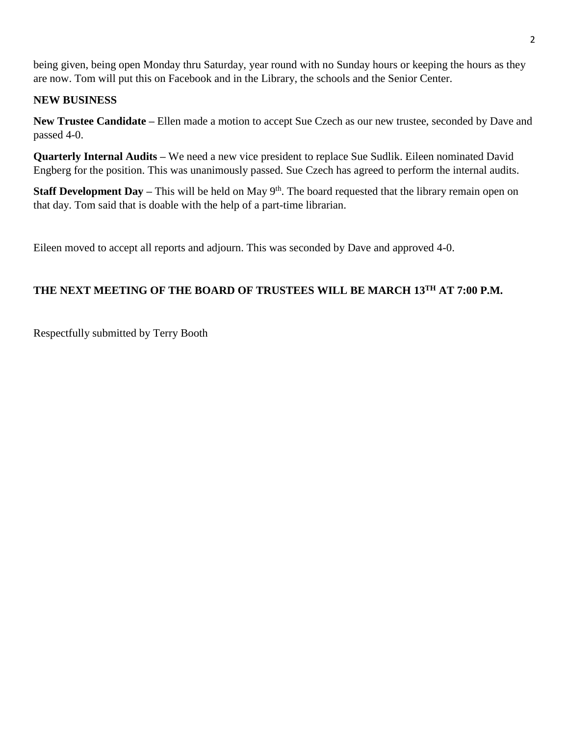being given, being open Monday thru Saturday, year round with no Sunday hours or keeping the hours as they are now. Tom will put this on Facebook and in the Library, the schools and the Senior Center.

**NEW BUSINESS**

**New Trustee Candidate –** Ellen made a motion to accept Sue Czech as our new trustee, seconded by Dave and passed 4-0.

**Quarterly Internal Audits –** We need a new vice president to replace Sue Sudlik. Eileen nominated David Engberg for the position. This was unanimously passed. Sue Czech has agreed to perform the internal audits.

**Staff Development Day –** This will be held on May 9th. The board requested that the library remain open on that day. Tom said that is doable with the help of a part-time librarian.

Eileen moved to accept all reports and adjourn. This was seconded by Dave and approved 4-0.

**THE NEXT MEETING OF THE BOARD OF TRUSTEES WILL BE MARCH 13TH AT 7:00 P.M.**

Respectfully submitted by Terry Booth